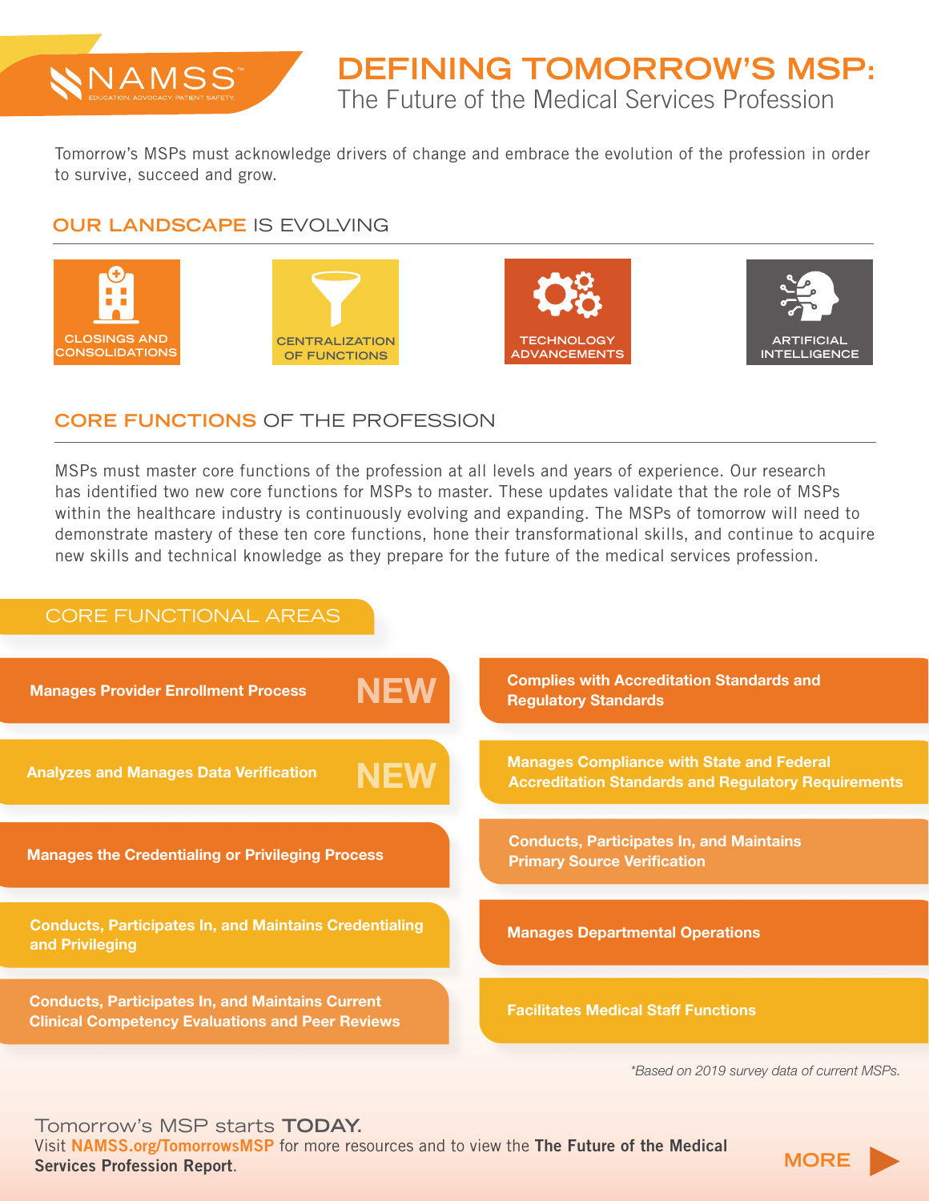NAMSS
EDUCATION. ADVOCACY. PATIENT SAFETY.

# DEFINING TOMORROW'S MSP:

## The Future of the Medical Services Profession

Tomorrow's MSPs must acknowledge drivers of change and embrace the evolution of the profession in order to survive, succeed and grow.

## OUR LANDSCAPE IS EVOLVING

- CLOSINGS AND CONSOLIDATIONS
- CENTRALIZATION OF FUNCTIONS
- TECHNOLOGY ADVANCEMENTS
- ARTIFICIAL INTELLIGENCE

## CORE FUNCTIONS OF THE PROFESSION

MSPs must master core functions of the profession at all levels and years of experience. Our research has identified two new core functions for MSPs to master. These updates validate that the role of MSPs within the healthcare industry is continuously evolving and expanding. The MSPs of tomorrow will need to demonstrate mastery of these ten core functions, hone their transformational skills, and continue to acquire new skills and technical knowledge as they prepare for the future of the medical services profession.

### CORE FUNCTIONAL AREAS

- **Manages Provider Enrollment Process** NEW
- **Analyzes and Manages Data Verification** NEW
- **Manages the Credentialing or Privileging Process**
- **Conducts, Participates In, and Maintains Credentialing and Privileging**
- **Conducts, Participates In, and Maintains Current Clinical Competency Evaluations and Peer Reviews**
- **Complies with Accreditation Standards and Regulatory Standards**
- **Manages Compliance with State and Federal Accreditation Standards and Regulatory Requirements**
- **Conducts, Participates In, and Maintains Primary Source Verification**
- **Manages Departmental Operations**
- **Facilitates Medical Staff Functions**

*\*Based on 2019 survey data of current MSPs.*

Tomorrow's MSP starts **TODAY.**
Visit **NAMSS.org/TomorrowsMSP** for more resources and to view the **The Future of the Medical Services Profession Report**.

MORE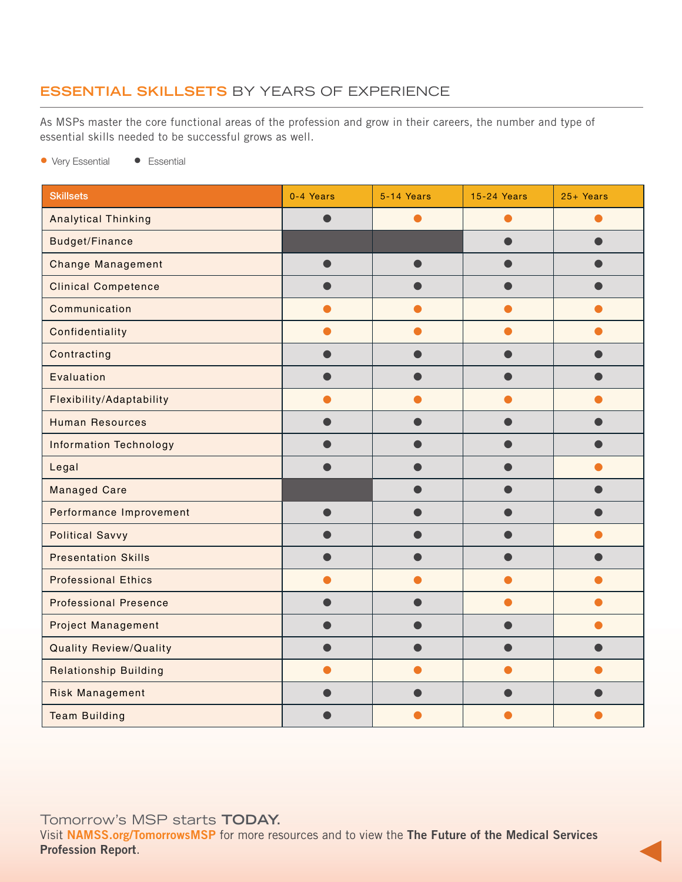## ESSENTIAL SKILLSETS BY YEARS OF EXPERIENCE

As MSPs master the core functional areas of the profession and grow in their careers, the number and type of essential skills needed to be successful grows as well.

● Very Essential ● Essential

| Skillsets | 0-4 Years | 5-14 Years | 15-24 Years | 25+ Years |
|---|---|---|---|---|
| Analytical Thinking | Essential | Very Essential | Very Essential | Very Essential |
| Budget/Finance | | | Essential | Essential |
| Change Management | Essential | Essential | Essential | Essential |
| Clinical Competence | Essential | Essential | Essential | Essential |
| Communication | Very Essential | Very Essential | Very Essential | Very Essential |
| Confidentiality | Very Essential | Very Essential | Very Essential | Very Essential |
| Contracting | Essential | Essential | Essential | Essential |
| Evaluation | Essential | Essential | Essential | Essential |
| Flexibility/Adaptability | Very Essential | Very Essential | Very Essential | Very Essential |
| Human Resources | Essential | Essential | Essential | Essential |
| Information Technology | Essential | Essential | Essential | Essential |
| Legal | Essential | Essential | Essential | Very Essential |
| Managed Care | | Essential | Essential | Essential |
| Performance Improvement | Essential | Essential | Essential | Essential |
| Political Savvy | Essential | Essential | Essential | Very Essential |
| Presentation Skills | Essential | Essential | Essential | Essential |
| Professional Ethics | Very Essential | Very Essential | Very Essential | Very Essential |
| Professional Presence | Essential | Essential | Very Essential | Very Essential |
| Project Management | Essential | Essential | Essential | Very Essential |
| Quality Review/Quality | Essential | Essential | Essential | Essential |
| Relationship Building | Very Essential | Very Essential | Very Essential | Very Essential |
| Risk Management | Essential | Essential | Essential | Essential |
| Team Building | Essential | Very Essential | Very Essential | Very Essential |

Tomorrow's MSP starts **TODAY.**
Visit **NAMSS.org/TomorrowsMSP** for more resources and to view the **The Future of the Medical Services Profession Report**.